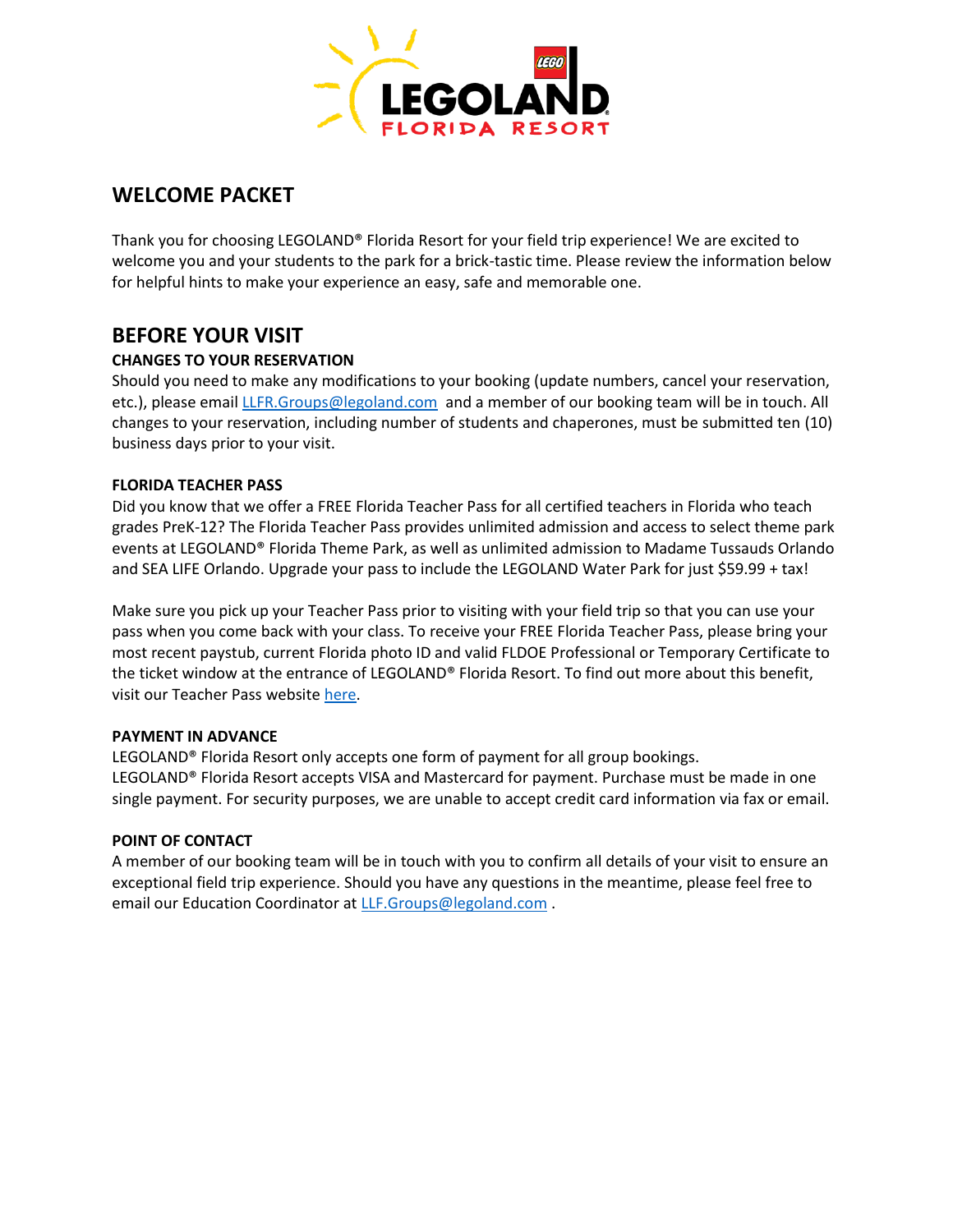## WELCOME PACKET

Thank you for choosing LEGOLAND® Florida Resort for your field trip experience! We are excited to welcome you and your students to the park for a brick-tastic time. Please review the information below for helpful hints to make your experience an easy, safe and memorable one.

## BEFORE YOUR VISIT

### CHANGES TO YOUR RESERVATION

Should you need to make any modifications to your booking (update numbers, cancel your reservation, etc.), please email [LLFR.Groups@legoland.com](mailto:LLFR.Groups@legoland.com) and a member of our booking team will be in touch. All changes to your reservation, including number of students and chaperones, must be submitted ten (10) business days prior to your visit.

### FLORIDA TEACHER PASS

Did you know that we offer a FREE Florida Teacher Pass for all certified teachers in Florida who teach grades PreK-12? The Florida Teacher Pass provides unlimited admission and access to select theme park events at LEGOLAND® Florida Theme Park, as well as unlimited admission to Madame Tussauds Orlando and SEA LIFE Orlando. Upgrade your pass to include the LEGOLAND Water Park for just $59.99 + tax!

Make sure you pick up your Teacher Pass prior to visiting with your field trip so that you can use your pass when you come back with your class. To receive your FREE Florida Teacher Pass, please bring your most recent paystub, current Florida photo ID and valid FLDOE Professional or Temporary Certificate to the ticket window at the entrance of LEGOLAND® Florida Resort. To find out more about this benefit, visit our Teacher Pass website here.

### PAYMENT IN ADVANCE

LEGOLAND® Florida Resort only accepts one form of payment for all group bookings.
LEGOLAND® Florida Resort accepts VISA and Mastercard for payment. Purchase must be made in one single payment. For security purposes, we are unable to accept credit card information via fax or email.

### POINT OF CONTACT

A member of our booking team will be in touch with you to confirm all details of your visit to ensure an exceptional field trip experience. Should you have any questions in the meantime, please feel free to email our Education Coordinator at [LLF.Groups@legoland.com](mailto:LLF.Groups@legoland.com) .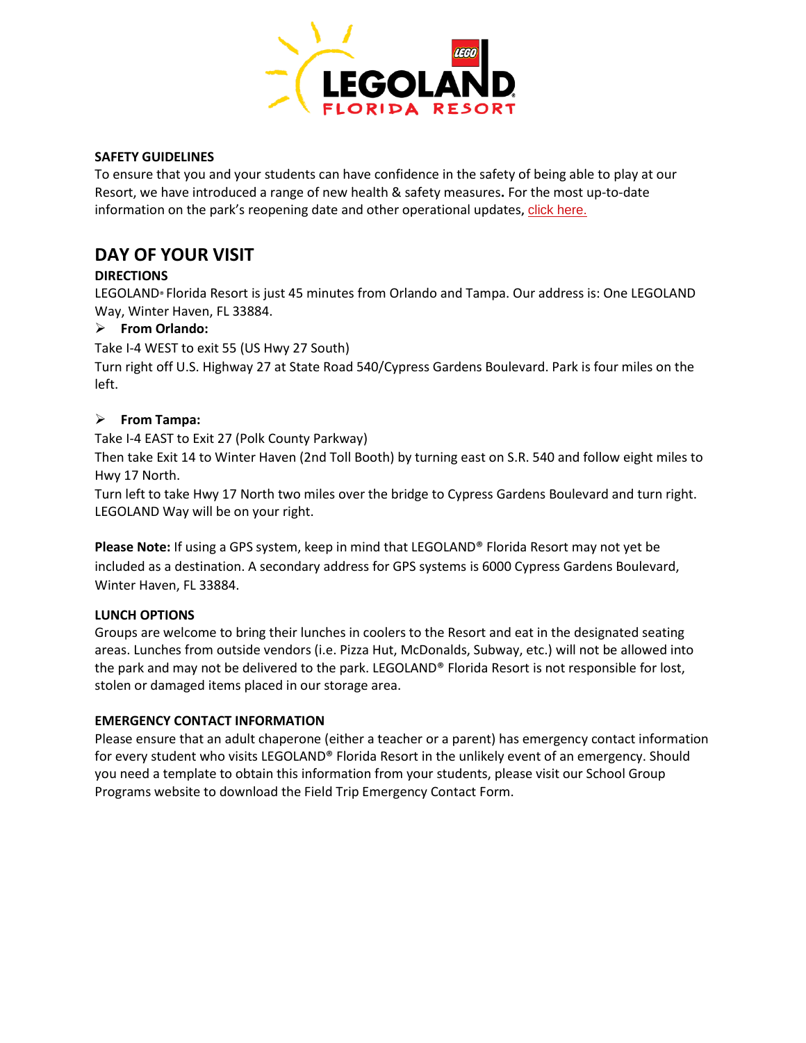**SAFETY GUIDELINES**

To ensure that you and your students can have confidence in the safety of being able to play at our Resort, we have introduced a range of new health & safety measures**.** For the most up-to-date information on the park's reopening date and other operational updates, click here.

## DAY OF YOUR VISIT

**DIRECTIONS**

LEGOLAND® Florida Resort is just 45 minutes from Orlando and Tampa. Our address is: One LEGOLAND Way, Winter Haven, FL 33884.

- **From Orlando:**

Take I-4 WEST to exit 55 (US Hwy 27 South)
Turn right off U.S. Highway 27 at State Road 540/Cypress Gardens Boulevard. Park is four miles on the left.

- **From Tampa:**

Take I-4 EAST to Exit 27 (Polk County Parkway)
Then take Exit 14 to Winter Haven (2nd Toll Booth) by turning east on S.R. 540 and follow eight miles to Hwy 17 North.
Turn left to take Hwy 17 North two miles over the bridge to Cypress Gardens Boulevard and turn right. LEGOLAND Way will be on your right.

**Please Note:** If using a GPS system, keep in mind that LEGOLAND® Florida Resort may not yet be included as a destination. A secondary address for GPS systems is 6000 Cypress Gardens Boulevard, Winter Haven, FL 33884.

**LUNCH OPTIONS**

Groups are welcome to bring their lunches in coolers to the Resort and eat in the designated seating areas. Lunches from outside vendors (i.e. Pizza Hut, McDonalds, Subway, etc.) will not be allowed into the park and may not be delivered to the park. LEGOLAND® Florida Resort is not responsible for lost, stolen or damaged items placed in our storage area.

**EMERGENCY CONTACT INFORMATION**

Please ensure that an adult chaperone (either a teacher or a parent) has emergency contact information for every student who visits LEGOLAND® Florida Resort in the unlikely event of an emergency. Should you need a template to obtain this information from your students, please visit our School Group Programs website to download the Field Trip Emergency Contact Form.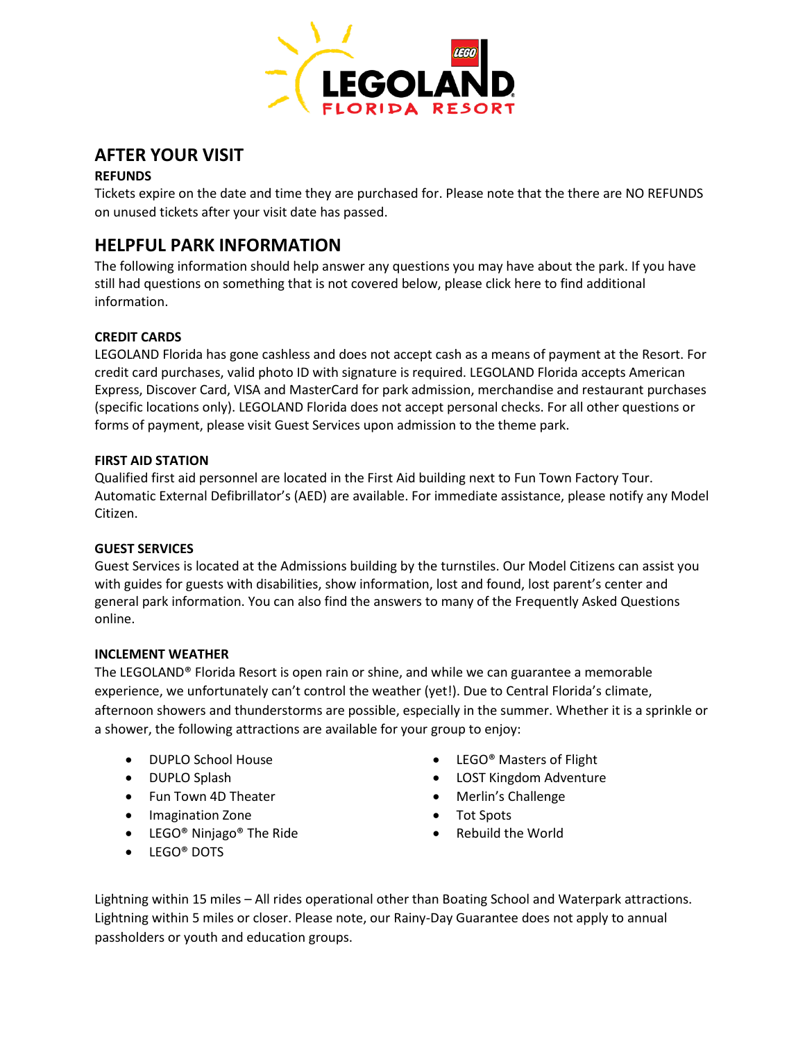## AFTER YOUR VISIT

**REFUNDS**

Tickets expire on the date and time they are purchased for. Please note that the there are NO REFUNDS on unused tickets after your visit date has passed.

## HELPFUL PARK INFORMATION

The following information should help answer any questions you may have about the park. If you have still had questions on something that is not covered below, please click here to find additional information.

**CREDIT CARDS**

LEGOLAND Florida has gone cashless and does not accept cash as a means of payment at the Resort. For credit card purchases, valid photo ID with signature is required. LEGOLAND Florida accepts American Express, Discover Card, VISA and MasterCard for park admission, merchandise and restaurant purchases (specific locations only). LEGOLAND Florida does not accept personal checks. For all other questions or forms of payment, please visit Guest Services upon admission to the theme park.

**FIRST AID STATION**

Qualified first aid personnel are located in the First Aid building next to Fun Town Factory Tour. Automatic External Defibrillator's (AED) are available. For immediate assistance, please notify any Model Citizen.

**GUEST SERVICES**

Guest Services is located at the Admissions building by the turnstiles. Our Model Citizens can assist you with guides for guests with disabilities, show information, lost and found, lost parent's center and general park information. You can also find the answers to many of the Frequently Asked Questions online.

**INCLEMENT WEATHER**

The LEGOLAND® Florida Resort is open rain or shine, and while we can guarantee a memorable experience, we unfortunately can't control the weather (yet!). Due to Central Florida's climate, afternoon showers and thunderstorms are possible, especially in the summer. Whether it is a sprinkle or a shower, the following attractions are available for your group to enjoy:

- DUPLO School House
- DUPLO Splash
- Fun Town 4D Theater
- Imagination Zone
- LEGO® Ninjago® The Ride
- LEGO® DOTS
- LEGO® Masters of Flight
- LOST Kingdom Adventure
- Merlin's Challenge
- Tot Spots
- Rebuild the World

Lightning within 15 miles – All rides operational other than Boating School and Waterpark attractions. Lightning within 5 miles or closer. Please note, our Rainy-Day Guarantee does not apply to annual passholders or youth and education groups.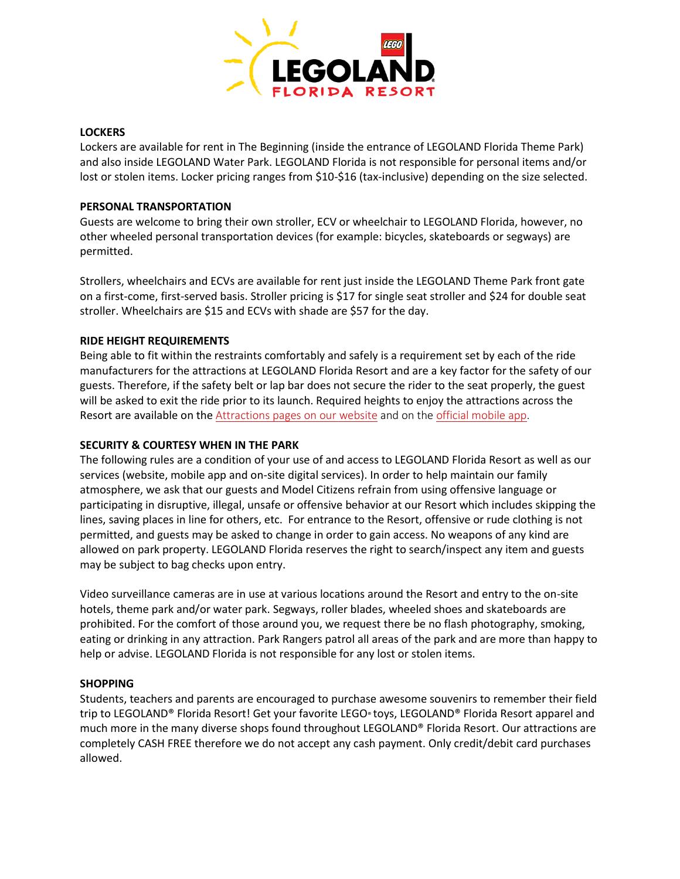## LOCKERS

Lockers are available for rent in The Beginning (inside the entrance of LEGOLAND Florida Theme Park) and also inside LEGOLAND Water Park. LEGOLAND Florida is not responsible for personal items and/or lost or stolen items. Locker pricing ranges from $10-$16 (tax-inclusive) depending on the size selected.

## PERSONAL TRANSPORTATION

Guests are welcome to bring their own stroller, ECV or wheelchair to LEGOLAND Florida, however, no other wheeled personal transportation devices (for example: bicycles, skateboards or segways) are permitted.

Strollers, wheelchairs and ECVs are available for rent just inside the LEGOLAND Theme Park front gate on a first-come, first-served basis. Stroller pricing is $17 for single seat stroller and $24 for double seat stroller. Wheelchairs are $15 and ECVs with shade are $57 for the day.

## RIDE HEIGHT REQUIREMENTS

Being able to fit within the restraints comfortably and safely is a requirement set by each of the ride manufacturers for the attractions at LEGOLAND Florida Resort and are a key factor for the safety of our guests. Therefore, if the safety belt or lap bar does not secure the rider to the seat properly, the guest will be asked to exit the ride prior to its launch. Required heights to enjoy the attractions across the Resort are available on the Attractions pages on our website and on the official mobile app.

## SECURITY & COURTESY WHEN IN THE PARK

The following rules are a condition of your use of and access to LEGOLAND Florida Resort as well as our services (website, mobile app and on-site digital services). In order to help maintain our family atmosphere, we ask that our guests and Model Citizens refrain from using offensive language or participating in disruptive, illegal, unsafe or offensive behavior at our Resort which includes skipping the lines, saving places in line for others, etc. For entrance to the Resort, offensive or rude clothing is not permitted, and guests may be asked to change in order to gain access. No weapons of any kind are allowed on park property. LEGOLAND Florida reserves the right to search/inspect any item and guests may be subject to bag checks upon entry.

Video surveillance cameras are in use at various locations around the Resort and entry to the on-site hotels, theme park and/or water park. Segways, roller blades, wheeled shoes and skateboards are prohibited. For the comfort of those around you, we request there be no flash photography, smoking, eating or drinking in any attraction. Park Rangers patrol all areas of the park and are more than happy to help or advise. LEGOLAND Florida is not responsible for any lost or stolen items.

## SHOPPING

Students, teachers and parents are encouraged to purchase awesome souvenirs to remember their field trip to LEGOLAND® Florida Resort! Get your favorite LEGO® toys, LEGOLAND® Florida Resort apparel and much more in the many diverse shops found throughout LEGOLAND® Florida Resort. Our attractions are completely CASH FREE therefore we do not accept any cash payment. Only credit/debit card purchases allowed.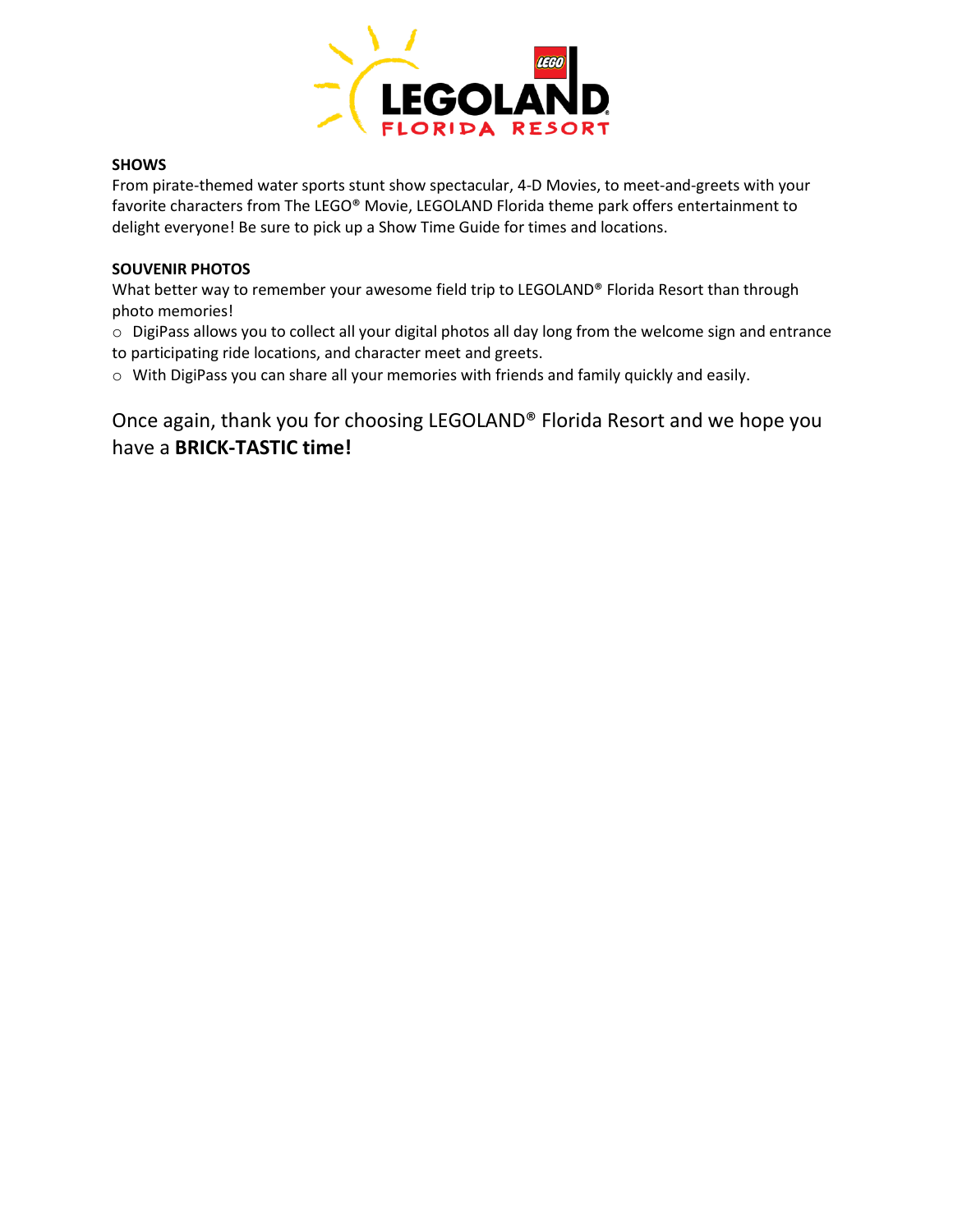**SHOWS**

From pirate-themed water sports stunt show spectacular, 4-D Movies, to meet-and-greets with your favorite characters from The LEGO® Movie, LEGOLAND Florida theme park offers entertainment to delight everyone! Be sure to pick up a Show Time Guide for times and locations.

**SOUVENIR PHOTOS**

What better way to remember your awesome field trip to LEGOLAND® Florida Resort than through photo memories!

- DigiPass allows you to collect all your digital photos all day long from the welcome sign and entrance to participating ride locations, and character meet and greets.
- With DigiPass you can share all your memories with friends and family quickly and easily.

Once again, thank you for choosing LEGOLAND® Florida Resort and we hope you have a **BRICK-TASTIC time!**